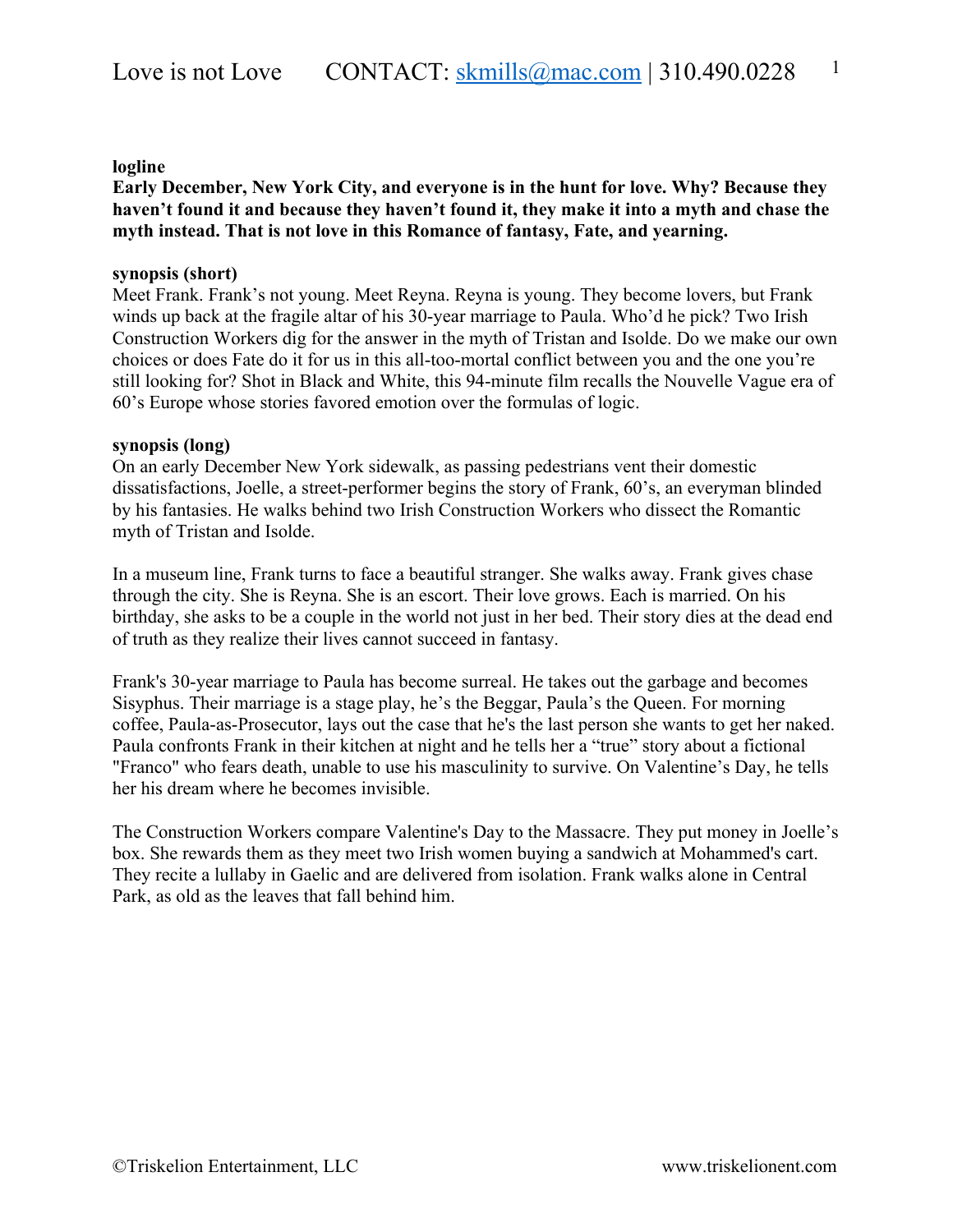**logline**

**Early December, New York City, and everyone is in the hunt for love. Why? Because they haven't found it and because they haven't found it, they make it into a myth and chase the myth instead. That is not love in this Romance of fantasy, Fate, and yearning.**

**synopsis (short)**

Meet Frank. Frank's not young. Meet Reyna. Reyna is young. They become lovers, but Frank winds up back at the fragile altar of his 30-year marriage to Paula. Who'd he pick? Two Irish Construction Workers dig for the answer in the myth of Tristan and Isolde. Do we make our own choices or does Fate do it for us in this all-too-mortal conflict between you and the one you're still looking for? Shot in Black and White, this 94-minute film recalls the Nouvelle Vague era of 60's Europe whose stories favored emotion over the formulas of logic.

**synopsis (long)**

On an early December New York sidewalk, as passing pedestrians vent their domestic dissatisfactions, Joelle, a street-performer begins the story of Frank, 60's, an everyman blinded by his fantasies. He walks behind two Irish Construction Workers who dissect the Romantic myth of Tristan and Isolde.

In a museum line, Frank turns to face a beautiful stranger. She walks away. Frank gives chase through the city. She is Reyna. She is an escort. Their love grows. Each is married. On his birthday, she asks to be a couple in the world not just in her bed. Their story dies at the dead end of truth as they realize their lives cannot succeed in fantasy.

Frank's 30-year marriage to Paula has become surreal. He takes out the garbage and becomes Sisyphus. Their marriage is a stage play, he's the Beggar, Paula's the Queen. For morning coffee, Paula-as-Prosecutor, lays out the case that he's the last person she wants to get her naked. Paula confronts Frank in their kitchen at night and he tells her a "true" story about a fictional "Franco" who fears death, unable to use his masculinity to survive. On Valentine's Day, he tells her his dream where he becomes invisible.

The Construction Workers compare Valentine's Day to the Massacre. They put money in Joelle's box. She rewards them as they meet two Irish women buying a sandwich at Mohammed's cart. They recite a lullaby in Gaelic and are delivered from isolation. Frank walks alone in Central Park, as old as the leaves that fall behind him.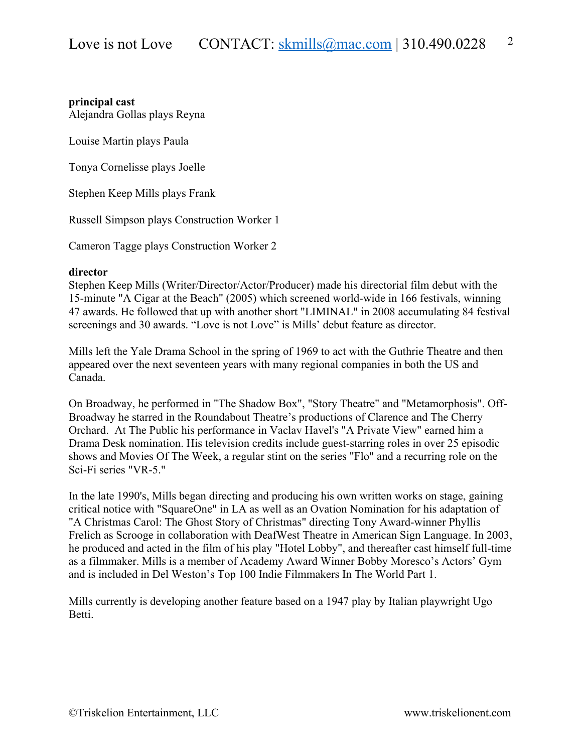**principal cast**

Alejandra Gollas plays Reyna

Louise Martin plays Paula

Tonya Cornelisse plays Joelle

Stephen Keep Mills plays Frank

Russell Simpson plays Construction Worker 1

Cameron Tagge plays Construction Worker 2

**director**

Stephen Keep Mills (Writer/Director/Actor/Producer) made his directorial film debut with the 15-minute "A Cigar at the Beach" (2005) which screened world-wide in 166 festivals, winning 47 awards. He followed that up with another short "LIMINAL" in 2008 accumulating 84 festival screenings and 30 awards. “Love is not Love” is Mills’ debut feature as director.

Mills left the Yale Drama School in the spring of 1969 to act with the Guthrie Theatre and then appeared over the next seventeen years with many regional companies in both the US and Canada.

On Broadway, he performed in "The Shadow Box", "Story Theatre" and "Metamorphosis". Off-Broadway he starred in the Roundabout Theatre’s productions of Clarence and The Cherry Orchard. At The Public his performance in Vaclav Havel's "A Private View" earned him a Drama Desk nomination. His television credits include guest-starring roles in over 25 episodic shows and Movies Of The Week, a regular stint on the series "Flo" and a recurring role on the Sci-Fi series "VR-5."

In the late 1990's, Mills began directing and producing his own written works on stage, gaining critical notice with "SquareOne" in LA as well as an Ovation Nomination for his adaptation of "A Christmas Carol: The Ghost Story of Christmas" directing Tony Award-winner Phyllis Frelich as Scrooge in collaboration with DeafWest Theatre in American Sign Language. In 2003, he produced and acted in the film of his play "Hotel Lobby", and thereafter cast himself full-time as a filmmaker. Mills is a member of Academy Award Winner Bobby Moresco’s Actors’ Gym and is included in Del Weston’s Top 100 Indie Filmmakers In The World Part 1.

Mills currently is developing another feature based on a 1947 play by Italian playwright Ugo Betti.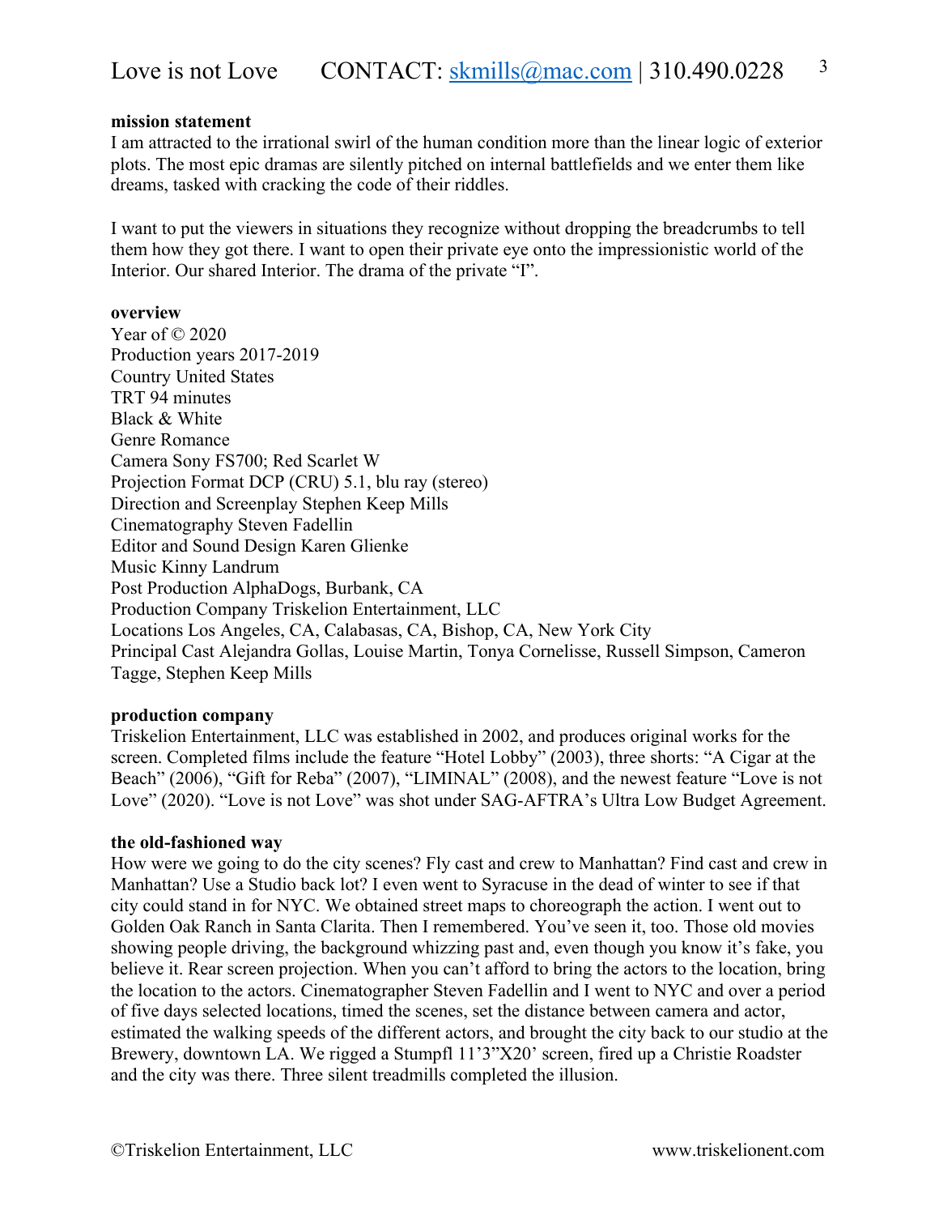**mission statement**

I am attracted to the irrational swirl of the human condition more than the linear logic of exterior plots. The most epic dramas are silently pitched on internal battlefields and we enter them like dreams, tasked with cracking the code of their riddles.

I want to put the viewers in situations they recognize without dropping the breadcrumbs to tell them how they got there. I want to open their private eye onto the impressionistic world of the Interior. Our shared Interior. The drama of the private "I".

**overview**

Year of © 2020
Production years 2017-2019
Country United States
TRT 94 minutes
Black & White
Genre Romance
Camera Sony FS700; Red Scarlet W
Projection Format DCP (CRU) 5.1, blu ray (stereo)
Direction and Screenplay Stephen Keep Mills
Cinematography Steven Fadellin
Editor and Sound Design Karen Glienke
Music Kinny Landrum
Post Production AlphaDogs, Burbank, CA
Production Company Triskelion Entertainment, LLC
Locations Los Angeles, CA, Calabasas, CA, Bishop, CA, New York City
Principal Cast Alejandra Gollas, Louise Martin, Tonya Cornelisse, Russell Simpson, Cameron Tagge, Stephen Keep Mills

**production company**

Triskelion Entertainment, LLC was established in 2002, and produces original works for the screen. Completed films include the feature "Hotel Lobby" (2003), three shorts: "A Cigar at the Beach" (2006), "Gift for Reba" (2007), "LIMINAL" (2008), and the newest feature "Love is not Love" (2020). "Love is not Love" was shot under SAG-AFTRA's Ultra Low Budget Agreement.

**the old-fashioned way**

How were we going to do the city scenes? Fly cast and crew to Manhattan? Find cast and crew in Manhattan? Use a Studio back lot? I even went to Syracuse in the dead of winter to see if that city could stand in for NYC. We obtained street maps to choreograph the action. I went out to Golden Oak Ranch in Santa Clarita. Then I remembered. You've seen it, too. Those old movies showing people driving, the background whizzing past and, even though you know it's fake, you believe it. Rear screen projection. When you can't afford to bring the actors to the location, bring the location to the actors. Cinematographer Steven Fadellin and I went to NYC and over a period of five days selected locations, timed the scenes, set the distance between camera and actor, estimated the walking speeds of the different actors, and brought the city back to our studio at the Brewery, downtown LA. We rigged a Stumpfl 11'3"X20' screen, fired up a Christie Roadster and the city was there. Three silent treadmills completed the illusion.